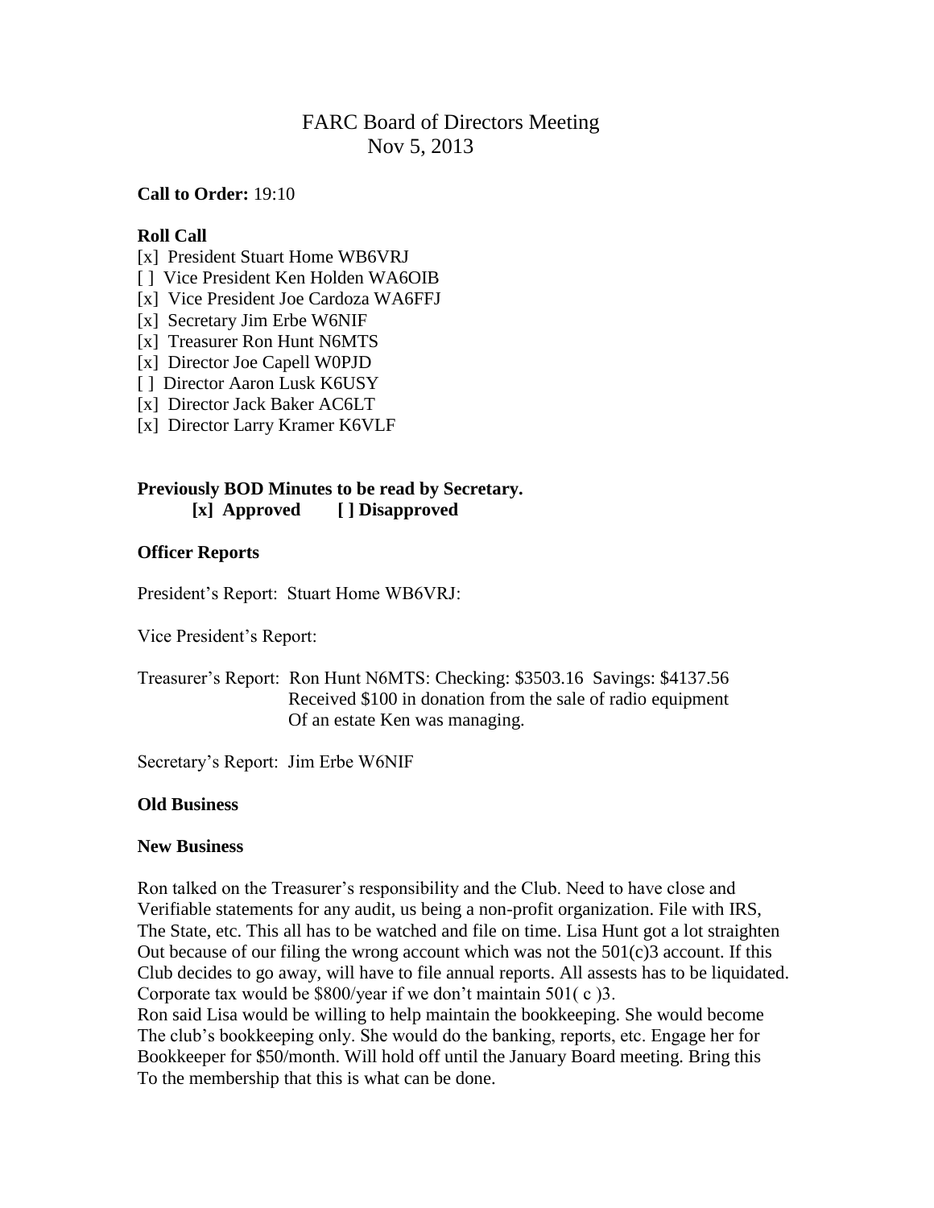# FARC Board of Directors Meeting
## Nov 5, 2013

**Call to Order:** 19:10

**Roll Call**

[x] President Stuart Home WB6VRJ
[ ] Vice President Ken Holden WA6OIB
[x] Vice President Joe Cardoza WA6FFJ
[x] Secretary Jim Erbe W6NIF
[x] Treasurer Ron Hunt N6MTS
[x] Director Joe Capell W0PJD
[ ] Director Aaron Lusk K6USY
[x] Director Jack Baker AC6LT
[x] Director Larry Kramer K6VLF

**Previously BOD Minutes to be read by Secretary.**
**[x] Approved [ ] Disapproved**

**Officer Reports**

President's Report: Stuart Home WB6VRJ:

Vice President's Report:

Treasurer's Report: Ron Hunt N6MTS: Checking: $3503.16 Savings: $4137.56
Received $100 in donation from the sale of radio equipment
Of an estate Ken was managing.

Secretary's Report: Jim Erbe W6NIF

**Old Business**

**New Business**

Ron talked on the Treasurer's responsibility and the Club. Need to have close and Verifiable statements for any audit, us being a non-profit organization. File with IRS, The State, etc. This all has to be watched and file on time. Lisa Hunt got a lot straighten Out because of our filing the wrong account which was not the 501(c)3 account. If this Club decides to go away, will have to file annual reports. All assests has to be liquidated. Corporate tax would be $800/year if we don't maintain 501( c )3.
Ron said Lisa would be willing to help maintain the bookkeeping. She would become The club's bookkeeping only. She would do the banking, reports, etc. Engage her for Bookkeeper for $50/month. Will hold off until the January Board meeting. Bring this To the membership that this is what can be done.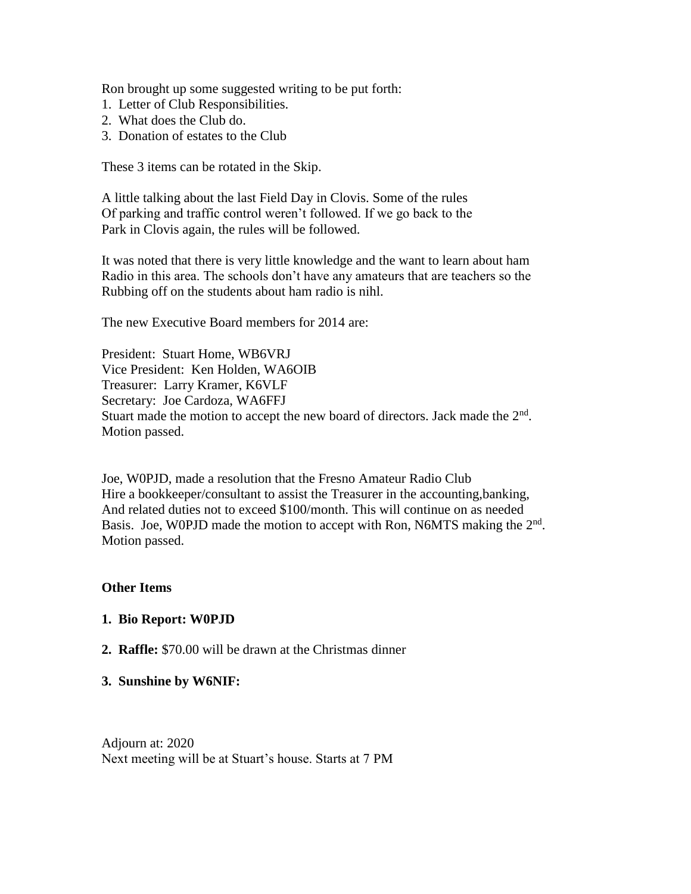Ron brought up some suggested writing to be put forth:

1. Letter of Club Responsibilities.
2. What does the Club do.
3. Donation of estates to the Club

These 3 items can be rotated in the Skip.

A little talking about the last Field Day in Clovis. Some of the rules Of parking and traffic control weren't followed. If we go back to the Park in Clovis again, the rules will be followed.

It was noted that there is very little knowledge and the want to learn about ham Radio in this area. The schools don't have any amateurs that are teachers so the Rubbing off on the students about ham radio is nihl.

The new Executive Board members for 2014 are:

President: Stuart Home, WB6VRJ
Vice President: Ken Holden, WA6OIB
Treasurer: Larry Kramer, K6VLF
Secretary: Joe Cardoza, WA6FFJ
Stuart made the motion to accept the new board of directors. Jack made the 2nd. Motion passed.

Joe, W0PJD, made a resolution that the Fresno Amateur Radio Club Hire a bookkeeper/consultant to assist the Treasurer in the accounting,banking, And related duties not to exceed $100/month. This will continue on as needed Basis. Joe, W0PJD made the motion to accept with Ron, N6MTS making the 2nd. Motion passed.

**Other Items**

1. **Bio Report: W0PJD**
2. **Raffle:** $70.00 will be drawn at the Christmas dinner
3. **Sunshine by W6NIF:**

Adjourn at: 2020
Next meeting will be at Stuart's house. Starts at 7 PM